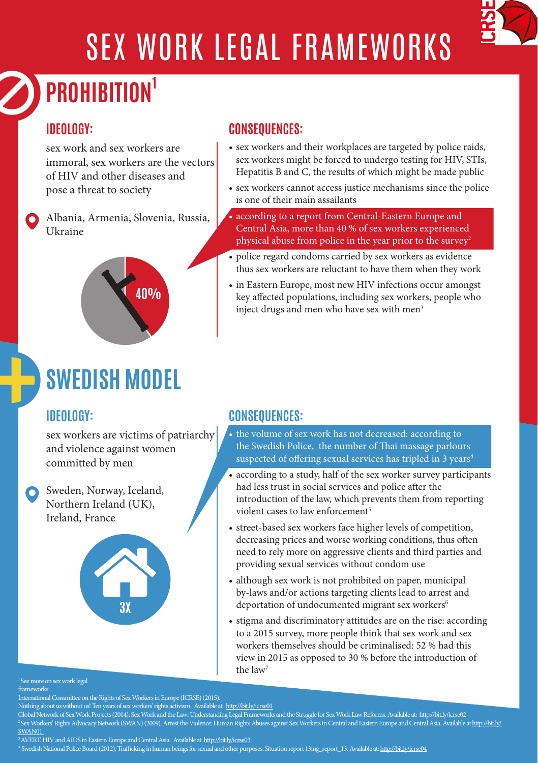# SEX WORK LEGAL FRAMEWORKS

## PROHIBITION[1]

### IDEOLOGY:

sex work and sex workers are immoral, sex workers are the vectors of HIV and other diseases and pose a threat to society

Albania, Armenia, Slovenia, Russia, Ukraine

40%

### CONSEQUENCES:

- sex workers and their workplaces are targeted by police raids, sex workers might be forced to undergo testing for HIV, STIs, Hepatitis B and C, the results of which might be made public
- sex workers cannot access justice mechanisms since the police is one of their main assailants
- according to a report from Central-Eastern Europe and Central Asia, more than 40 % of sex workers experienced physical abuse from police in the year prior to the survey[2]
- police regard condoms carried by sex workers as evidence thus sex workers are reluctant to have them when they work
- in Eastern Europe, most new HIV infections occur amongst key affected populations, including sex workers, people who inject drugs and men who have sex with men[3]

## SWEDISH MODEL

### IDEOLOGY:

sex workers are victims of patriarchy and violence against women committed by men

Sweden, Norway, Iceland, Northern Ireland (UK), Ireland, France

3X

### CONSEQUENCES:

- the volume of sex work has not decreased: according to the Swedish Police, the number of Thai massage parlours suspected of offering sexual services has tripled in 3 years[4]
- according to a study, half of the sex worker survey participants had less trust in social services and police after the introduction of the law, which prevents them from reporting violent cases to law enforcement[5]
- street-based sex workers face higher levels of competition, decreasing prices and worse working conditions, thus often need to rely more on aggressive clients and third parties and providing sexual services without condom use
- although sex work is not prohibited on paper, municipal by-laws and/or actions targeting clients lead to arrest and deportation of undocumented migrant sex workers[6]
- stigma and discriminatory attitudes are on the rise: according to a 2015 survey, more people think that sex work and sex workers themselves should be criminalised: 52 % had this view in 2015 as opposed to 30 % before the introduction of the law[7]

---

[1] See more on sex work legal frameworks:
International Committee on the Rights of Sex Workers in Europe (ICRSE) (2015). Nothing about us without us! Ten years of sex workers' rights activism. Available at: http://bit.ly/icrse01
Global Network of Sex Work Projects (2014). Sex Work and the Law: Understanding Legal Frameworks and the Struggle for Sex Work Law Reforms. Available at: http://bit.ly/icrse02

[2] Sex Workers' Rights Advocacy Network (SWAN) (2009). Arrest the Violence: Human Rights Abuses against Sex Workers in Central and Eastern Europe and Central Asia. Available at http://bit.ly/SWAN01

[3] AVERT. HIV and AIDS in Eastern Europe and Central Asia. Available at: http://bit.ly/icrse03

[4] Swedish National Police Board (2012). Trafficking in human beings for sexual and other purposes. Situation report 13ing_report_13. Available at: http://bit.ly/icrse04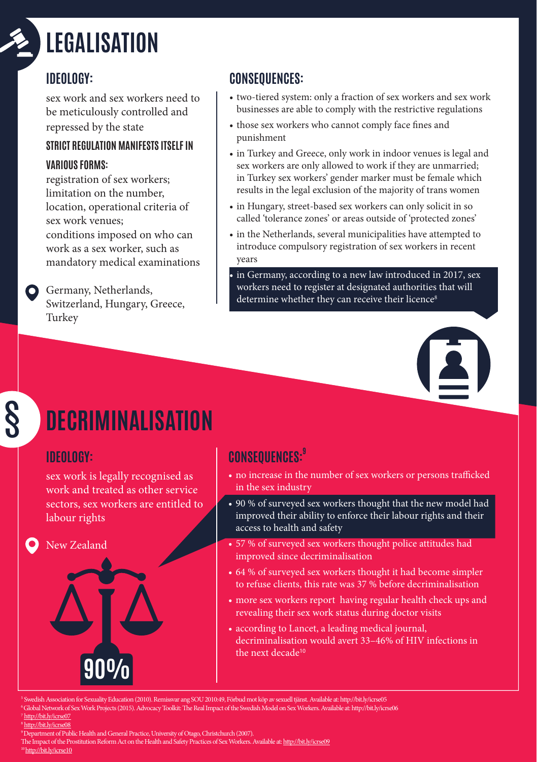# LEGALISATION

## IDEOLOGY:

sex work and sex workers need to be meticulously controlled and repressed by the state

### STRICT REGULATION MANIFESTS ITSELF IN VARIOUS FORMS:

registration of sex workers;
limitation on the number, location, operational criteria of sex work venues;
conditions imposed on who can work as a sex worker, such as mandatory medical examinations

Germany, Netherlands, Switzerland, Hungary, Greece, Turkey

## CONSEQUENCES:

- two-tiered system: only a fraction of sex workers and sex work businesses are able to comply with the restrictive regulations
- those sex workers who cannot comply face fines and punishment
- in Turkey and Greece, only work in indoor venues is legal and sex workers are only allowed to work if they are unmarried; in Turkey sex workers' gender marker must be female which results in the legal exclusion of the majority of trans women
- in Hungary, street-based sex workers can only solicit in so called 'tolerance zones' or areas outside of 'protected zones'
- in the Netherlands, several municipalities have attempted to introduce compulsory registration of sex workers in recent years
- in Germany, according to a new law introduced in 2017, sex workers need to register at designated authorities that will determine whether they can receive their licence[8]

# DECRIMINALISATION

## IDEOLOGY:

sex work is legally recognised as work and treated as other service sectors, sex workers are entitled to labour rights

New Zealand

90%

## CONSEQUENCES:[9]

- no increase in the number of sex workers or persons trafficked in the sex industry
- 90 % of surveyed sex workers thought that the new model had improved their ability to enforce their labour rights and their access to health and safety
- 57 % of surveyed sex workers thought police attitudes had improved since decriminalisation
- 64 % of surveyed sex workers thought it had become simpler to refuse clients, this rate was 37 % before decriminalisation
- more sex workers report having regular health check ups and revealing their sex work status during doctor visits
- according to Lancet, a leading medical journal, decriminalisation would avert 33–46% of HIV infections in the next decade[10]

---

[5] Swedish Association for Sexuality Education (2010). Remissvar ang SOU 2010:49, Förbud mot köp av sexuell tjänst. Available at: http://bit.ly/icrse05
[6] Global Network of Sex Work Projects (2015). Advocacy Toolkit: The Real Impact of the Swedish Model on Sex Workers. Available at: http://bit.ly/icrse06
[7] http://bit.ly/icrse07
[8] http://bit.ly/icrse08
[9] Department of Public Health and General Practice, University of Otago, Christchurch (2007). The Impact of the Prostitution Reform Act on the Health and Safety Practices of Sex Workers. Available at: http://bit.ly/icrse09
[10] http://bit.ly/icrse10